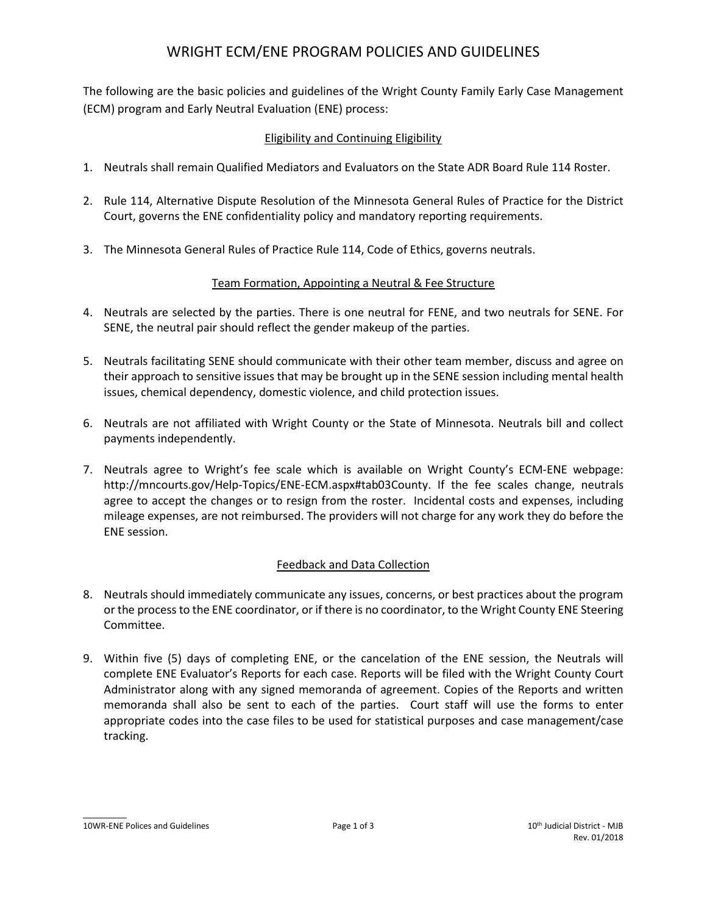# WRIGHT ECM/ENE PROGRAM POLICIES AND GUIDELINES

The following are the basic policies and guidelines of the Wright County Family Early Case Management (ECM) program and Early Neutral Evaluation (ENE) process:

## Eligibility and Continuing Eligibility

1. Neutrals shall remain Qualified Mediators and Evaluators on the State ADR Board Rule 114 Roster.

2. Rule 114, Alternative Dispute Resolution of the Minnesota General Rules of Practice for the District Court, governs the ENE confidentiality policy and mandatory reporting requirements.

3. The Minnesota General Rules of Practice Rule 114, Code of Ethics, governs neutrals.

## Team Formation, Appointing a Neutral & Fee Structure

4. Neutrals are selected by the parties. There is one neutral for FENE, and two neutrals for SENE. For SENE, the neutral pair should reflect the gender makeup of the parties.

5. Neutrals facilitating SENE should communicate with their other team member, discuss and agree on their approach to sensitive issues that may be brought up in the SENE session including mental health issues, chemical dependency, domestic violence, and child protection issues.

6. Neutrals are not affiliated with Wright County or the State of Minnesota. Neutrals bill and collect payments independently.

7. Neutrals agree to Wright's fee scale which is available on Wright County's ECM-ENE webpage: http://mncourts.gov/Help-Topics/ENE-ECM.aspx#tab03County. If the fee scales change, neutrals agree to accept the changes or to resign from the roster. Incidental costs and expenses, including mileage expenses, are not reimbursed. The providers will not charge for any work they do before the ENE session.

## Feedback and Data Collection

8. Neutrals should immediately communicate any issues, concerns, or best practices about the program or the process to the ENE coordinator, or if there is no coordinator, to the Wright County ENE Steering Committee.

9. Within five (5) days of completing ENE, or the cancelation of the ENE session, the Neutrals will complete ENE Evaluator's Reports for each case. Reports will be filed with the Wright County Court Administrator along with any signed memoranda of agreement. Copies of the Reports and written memoranda shall also be sent to each of the parties. Court staff will use the forms to enter appropriate codes into the case files to be used for statistical purposes and case management/case tracking.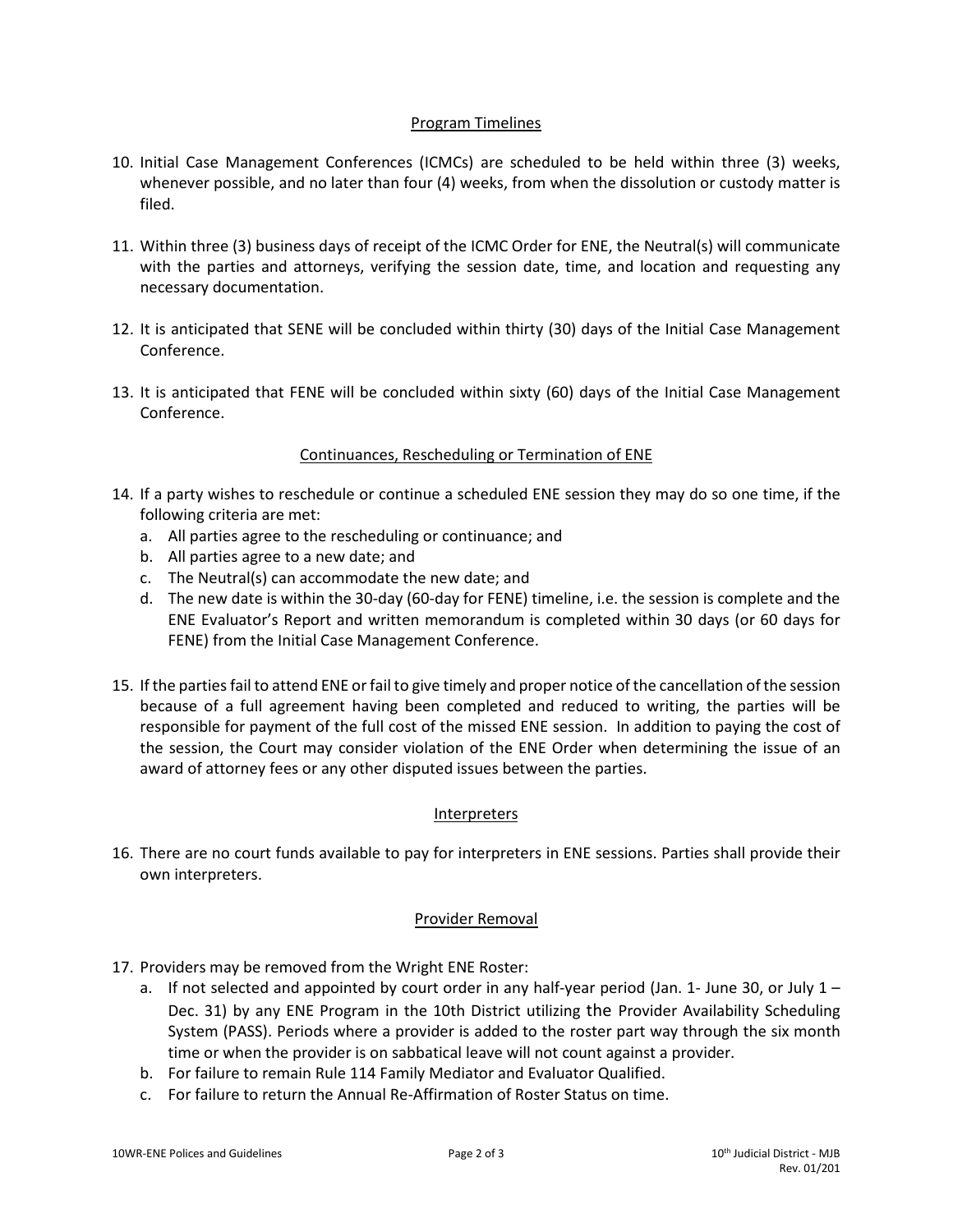## Program Timelines

10. Initial Case Management Conferences (ICMCs) are scheduled to be held within three (3) weeks, whenever possible, and no later than four (4) weeks, from when the dissolution or custody matter is filed.

11. Within three (3) business days of receipt of the ICMC Order for ENE, the Neutral(s) will communicate with the parties and attorneys, verifying the session date, time, and location and requesting any necessary documentation.

12. It is anticipated that SENE will be concluded within thirty (30) days of the Initial Case Management Conference.

13. It is anticipated that FENE will be concluded within sixty (60) days of the Initial Case Management Conference.

## Continuances, Rescheduling or Termination of ENE

14. If a party wishes to reschedule or continue a scheduled ENE session they may do so one time, if the following criteria are met:
    a. All parties agree to the rescheduling or continuance; and
    b. All parties agree to a new date; and
    c. The Neutral(s) can accommodate the new date; and
    d. The new date is within the 30-day (60-day for FENE) timeline, i.e. the session is complete and the ENE Evaluator's Report and written memorandum is completed within 30 days (or 60 days for FENE) from the Initial Case Management Conference.

15. If the parties fail to attend ENE or fail to give timely and proper notice of the cancellation of the session because of a full agreement having been completed and reduced to writing, the parties will be responsible for payment of the full cost of the missed ENE session. In addition to paying the cost of the session, the Court may consider violation of the ENE Order when determining the issue of an award of attorney fees or any other disputed issues between the parties.

## Interpreters

16. There are no court funds available to pay for interpreters in ENE sessions. Parties shall provide their own interpreters.

## Provider Removal

17. Providers may be removed from the Wright ENE Roster:
    a. If not selected and appointed by court order in any half-year period (Jan. 1- June 30, or July 1 – Dec. 31) by any ENE Program in the 10th District utilizing the Provider Availability Scheduling System (PASS). Periods where a provider is added to the roster part way through the six month time or when the provider is on sabbatical leave will not count against a provider.
    b. For failure to remain Rule 114 Family Mediator and Evaluator Qualified.
    c. For failure to return the Annual Re-Affirmation of Roster Status on time.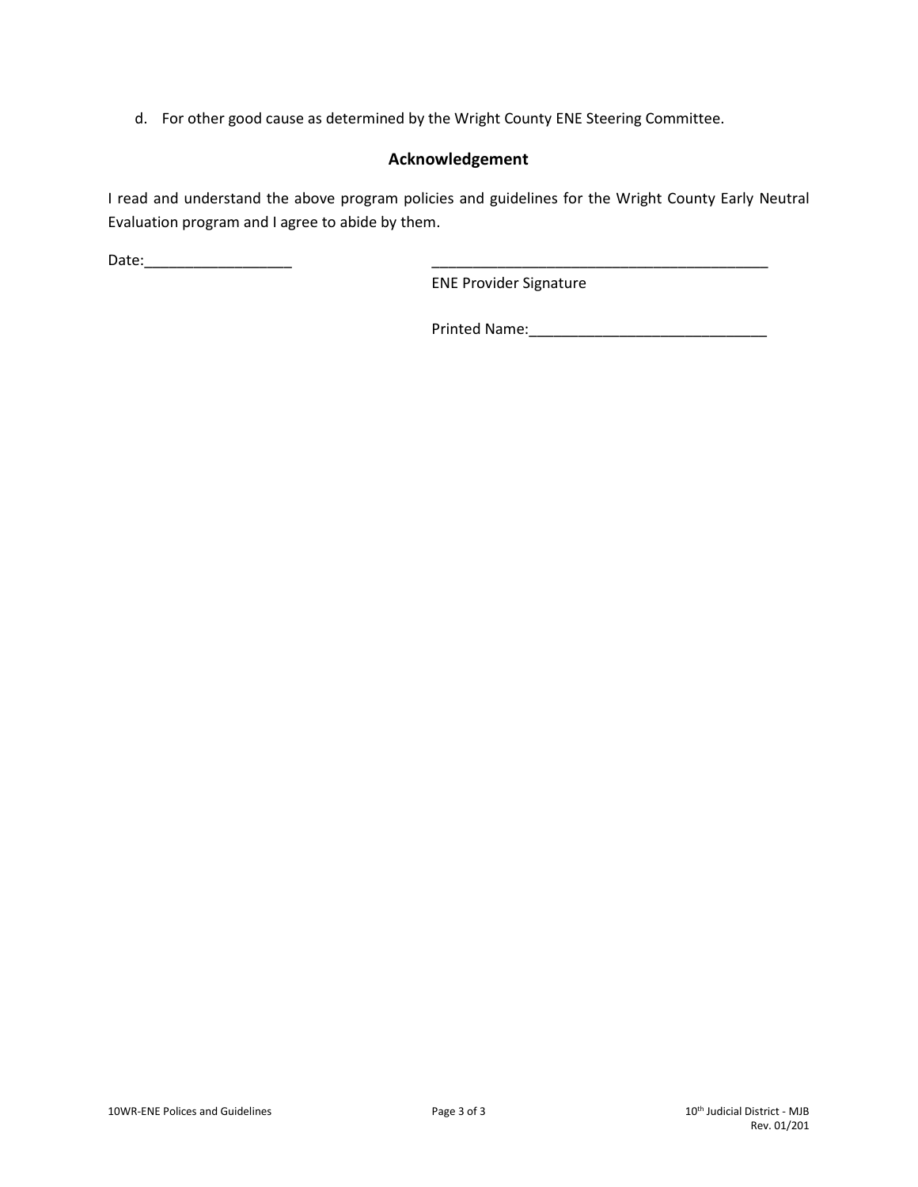d. For other good cause as determined by the Wright County ENE Steering Committee.

## Acknowledgement

I read and understand the above program policies and guidelines for the Wright County Early Neutral Evaluation program and I agree to abide by them.

Date:__________________ ___________________________________________

ENE Provider Signature

Printed Name:_____________________________